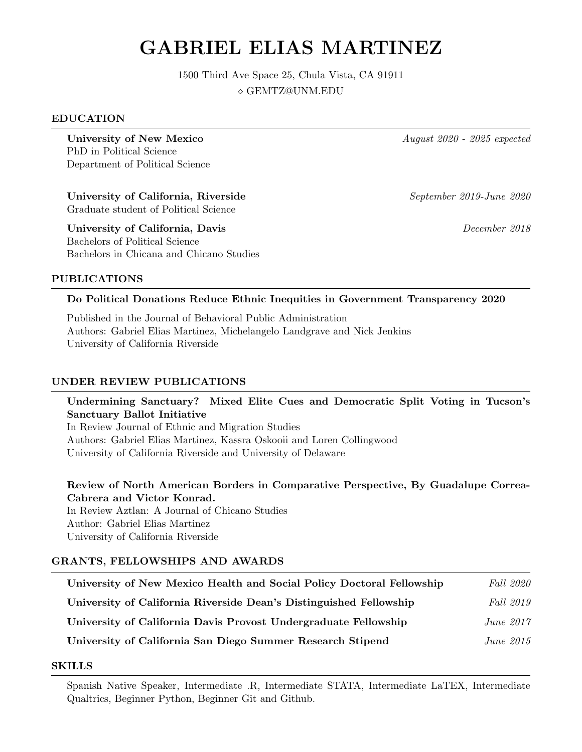# GABRIEL ELIAS MARTINEZ

1500 Third Ave Space 25, Chula Vista, CA 91911
⋄ GEMTZ@UNM.EDU

## EDUCATION

**University of New Mexico** *August 2020 - 2025 expected*
PhD in Political Science
Department of Political Science

**University of California, Riverside** *September 2019-June 2020*
Graduate student of Political Science

**University of California, Davis** *December 2018*
Bachelors of Political Science
Bachelors in Chicana and Chicano Studies

## PUBLICATIONS

**Do Political Donations Reduce Ethnic Inequities in Government Transparency 2020**

Published in the Journal of Behavioral Public Administration
Authors: Gabriel Elias Martinez, Michelangelo Landgrave and Nick Jenkins
University of California Riverside

## UNDER REVIEW PUBLICATIONS

**Undermining Sanctuary? Mixed Elite Cues and Democratic Split Voting in Tucson's Sanctuary Ballot Initiative**
In Review Journal of Ethnic and Migration Studies
Authors: Gabriel Elias Martinez, Kassra Oskooii and Loren Collingwood
University of California Riverside and University of Delaware

**Review of North American Borders in Comparative Perspective, By Guadalupe Correa-Cabrera and Victor Konrad.**
In Review Aztlan: A Journal of Chicano Studies
Author: Gabriel Elias Martinez
University of California Riverside

## GRANTS, FELLOWSHIPS AND AWARDS

**University of New Mexico Health and Social Policy Doctoral Fellowship** *Fall 2020*

**University of California Riverside Dean's Distinguished Fellowship** *Fall 2019*

**University of California Davis Provost Undergraduate Fellowship** *June 2017*

**University of California San Diego Summer Research Stipend** *June 2015*

## SKILLS

Spanish Native Speaker, Intermediate .R, Intermediate STATA, Intermediate LaTEX, Intermediate Qualtrics, Beginner Python, Beginner Git and Github.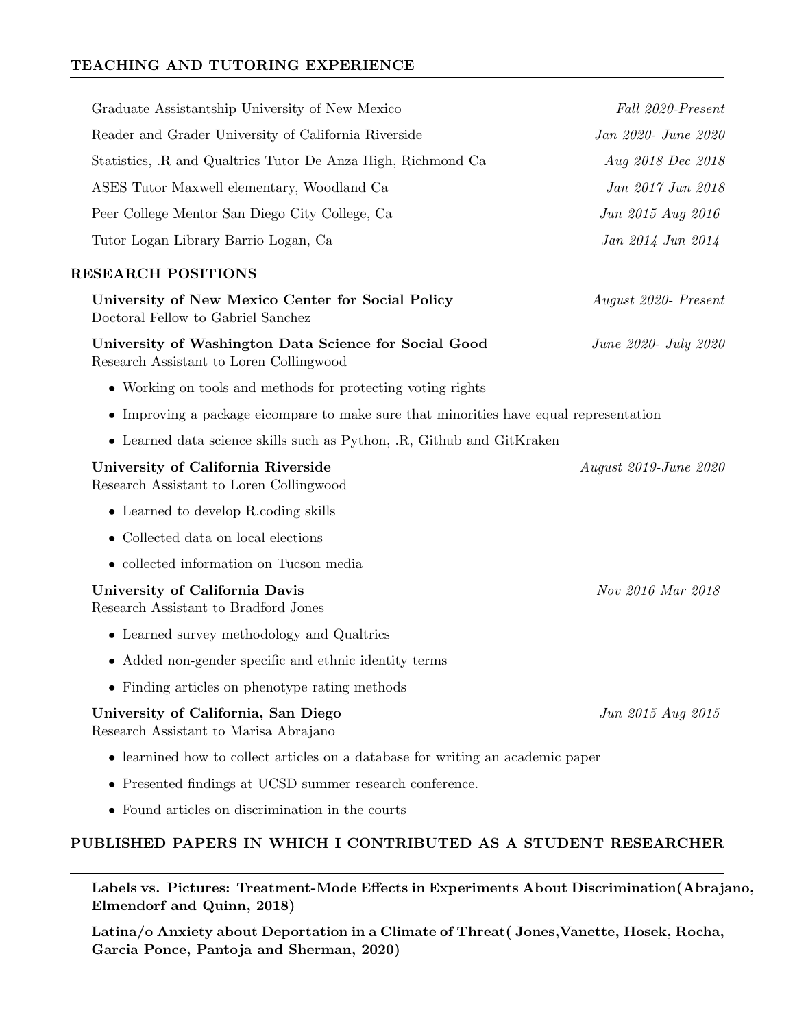## TEACHING AND TUTORING EXPERIENCE

Graduate Assistantship University of New Mexico *Fall 2020-Present*

Reader and Grader University of California Riverside *Jan 2020- June 2020*

Statistics, .R and Qualtrics Tutor De Anza High, Richmond Ca *Aug 2018 Dec 2018*

ASES Tutor Maxwell elementary, Woodland Ca *Jan 2017 Jun 2018*

Peer College Mentor San Diego City College, Ca *Jun 2015 Aug 2016*

Tutor Logan Library Barrio Logan, Ca *Jan 2014 Jun 2014*

## RESEARCH POSITIONS

**University of New Mexico Center for Social Policy** *August 2020- Present*
Doctoral Fellow to Gabriel Sanchez

**University of Washington Data Science for Social Good** *June 2020- July 2020*
Research Assistant to Loren Collingwood

- Working on tools and methods for protecting voting rights
- Improving a package eicompare to make sure that minorities have equal representation
- Learned data science skills such as Python, .R, Github and GitKraken

**University of California Riverside** *August 2019-June 2020*
Research Assistant to Loren Collingwood

- Learned to develop R.coding skills
- Collected data on local elections
- collected information on Tucson media

**University of California Davis** *Nov 2016 Mar 2018*
Research Assistant to Bradford Jones

- Learned survey methodology and Qualtrics
- Added non-gender specific and ethnic identity terms
- Finding articles on phenotype rating methods

**University of California, San Diego** *Jun 2015 Aug 2015*
Research Assistant to Marisa Abrajano

- learnined how to collect articles on a database for writing an academic paper
- Presented findings at UCSD summer research conference.
- Found articles on discrimination in the courts

## PUBLISHED PAPERS IN WHICH I CONTRIBUTED AS A STUDENT RESEARCHER

**Labels vs. Pictures: Treatment-Mode Effects in Experiments About Discrimination(Abrajano, Elmendorf and Quinn, 2018)**

**Latina/o Anxiety about Deportation in a Climate of Threat( Jones,Vanette, Hosek, Rocha, Garcia Ponce, Pantoja and Sherman, 2020)**